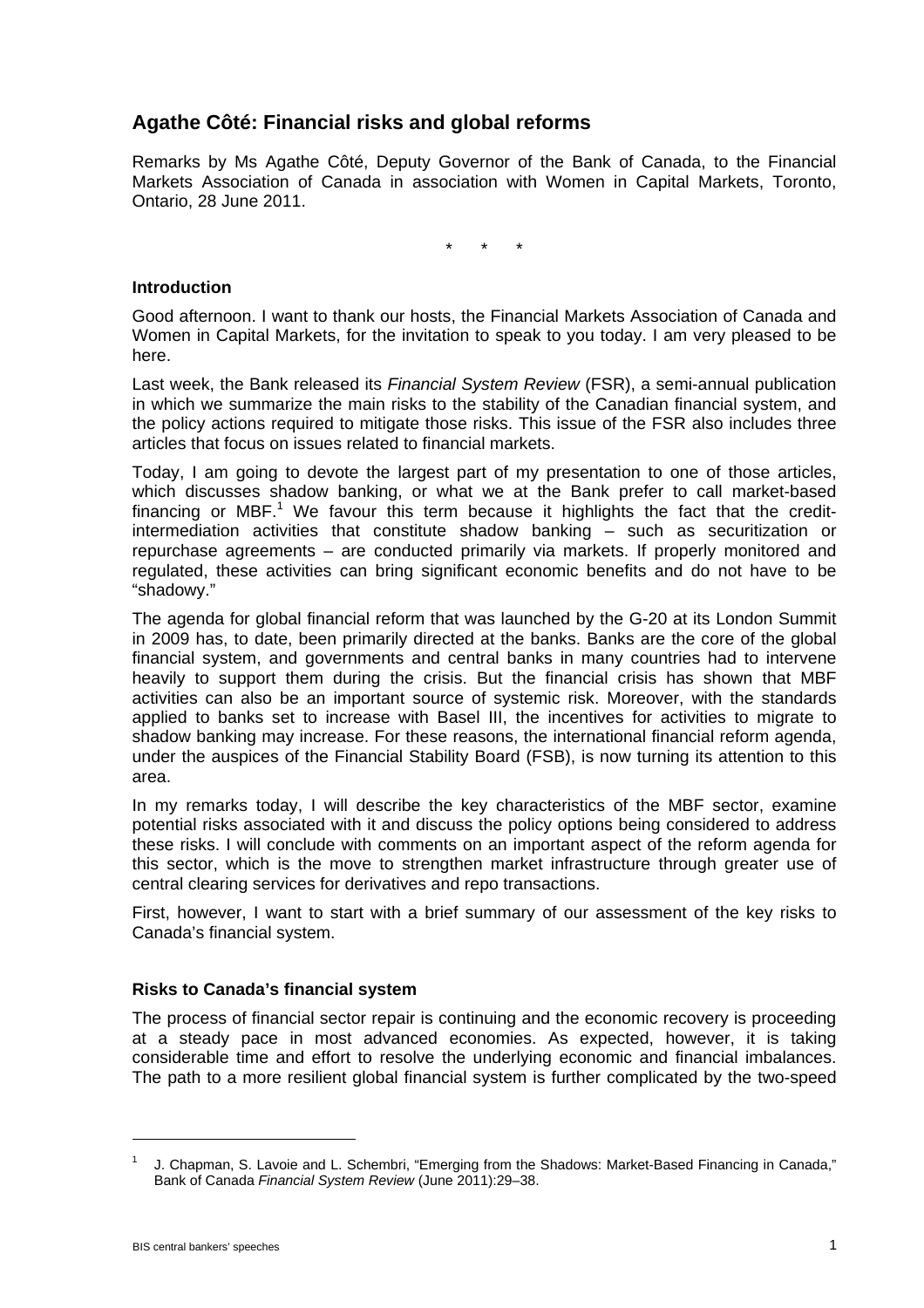# Agathe Côté: Financial risks and global reforms

Remarks by Ms Agathe Côté, Deputy Governor of the Bank of Canada, to the Financial Markets Association of Canada in association with Women in Capital Markets, Toronto, Ontario, 28 June 2011.

\*     \*     \*

### Introduction

Good afternoon. I want to thank our hosts, the Financial Markets Association of Canada and Women in Capital Markets, for the invitation to speak to you today. I am very pleased to be here.

Last week, the Bank released its *Financial System Review* (FSR), a semi-annual publication in which we summarize the main risks to the stability of the Canadian financial system, and the policy actions required to mitigate those risks. This issue of the FSR also includes three articles that focus on issues related to financial markets.

Today, I am going to devote the largest part of my presentation to one of those articles, which discusses shadow banking, or what we at the Bank prefer to call market-based financing or MBF.[1] We favour this term because it highlights the fact that the credit-intermediation activities that constitute shadow banking – such as securitization or repurchase agreements – are conducted primarily via markets. If properly monitored and regulated, these activities can bring significant economic benefits and do not have to be "shadowy."

The agenda for global financial reform that was launched by the G-20 at its London Summit in 2009 has, to date, been primarily directed at the banks. Banks are the core of the global financial system, and governments and central banks in many countries had to intervene heavily to support them during the crisis. But the financial crisis has shown that MBF activities can also be an important source of systemic risk. Moreover, with the standards applied to banks set to increase with Basel III, the incentives for activities to migrate to shadow banking may increase. For these reasons, the international financial reform agenda, under the auspices of the Financial Stability Board (FSB), is now turning its attention to this area.

In my remarks today, I will describe the key characteristics of the MBF sector, examine potential risks associated with it and discuss the policy options being considered to address these risks. I will conclude with comments on an important aspect of the reform agenda for this sector, which is the move to strengthen market infrastructure through greater use of central clearing services for derivatives and repo transactions.

First, however, I want to start with a brief summary of our assessment of the key risks to Canada's financial system.

### Risks to Canada's financial system

The process of financial sector repair is continuing and the economic recovery is proceeding at a steady pace in most advanced economies. As expected, however, it is taking considerable time and effort to resolve the underlying economic and financial imbalances. The path to a more resilient global financial system is further complicated by the two-speed

---

[1] J. Chapman, S. Lavoie and L. Schembri, "Emerging from the Shadows: Market-Based Financing in Canada," Bank of Canada *Financial System Review* (June 2011):29–38.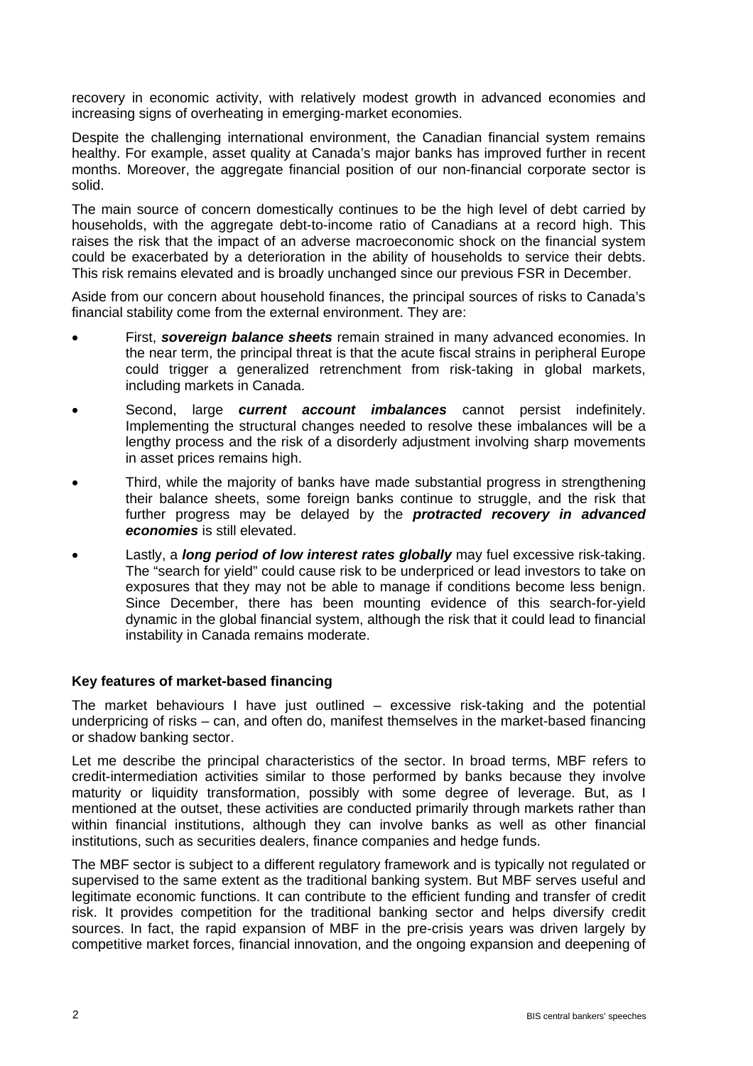recovery in economic activity, with relatively modest growth in advanced economies and increasing signs of overheating in emerging-market economies.

Despite the challenging international environment, the Canadian financial system remains healthy. For example, asset quality at Canada's major banks has improved further in recent months. Moreover, the aggregate financial position of our non-financial corporate sector is solid.

The main source of concern domestically continues to be the high level of debt carried by households, with the aggregate debt-to-income ratio of Canadians at a record high. This raises the risk that the impact of an adverse macroeconomic shock on the financial system could be exacerbated by a deterioration in the ability of households to service their debts. This risk remains elevated and is broadly unchanged since our previous FSR in December.

Aside from our concern about household finances, the principal sources of risks to Canada's financial stability come from the external environment. They are:

- First, ***sovereign balance sheets*** remain strained in many advanced economies. In the near term, the principal threat is that the acute fiscal strains in peripheral Europe could trigger a generalized retrenchment from risk-taking in global markets, including markets in Canada.
- Second, large ***current account imbalances*** cannot persist indefinitely. Implementing the structural changes needed to resolve these imbalances will be a lengthy process and the risk of a disorderly adjustment involving sharp movements in asset prices remains high.
- Third, while the majority of banks have made substantial progress in strengthening their balance sheets, some foreign banks continue to struggle, and the risk that further progress may be delayed by the ***protracted recovery in advanced economies*** is still elevated.
- Lastly, a ***long period of low interest rates globally*** may fuel excessive risk-taking. The "search for yield" could cause risk to be underpriced or lead investors to take on exposures that they may not be able to manage if conditions become less benign. Since December, there has been mounting evidence of this search-for-yield dynamic in the global financial system, although the risk that it could lead to financial instability in Canada remains moderate.

**Key features of market-based financing**

The market behaviours I have just outlined – excessive risk-taking and the potential underpricing of risks – can, and often do, manifest themselves in the market-based financing or shadow banking sector.

Let me describe the principal characteristics of the sector. In broad terms, MBF refers to credit-intermediation activities similar to those performed by banks because they involve maturity or liquidity transformation, possibly with some degree of leverage. But, as I mentioned at the outset, these activities are conducted primarily through markets rather than within financial institutions, although they can involve banks as well as other financial institutions, such as securities dealers, finance companies and hedge funds.

The MBF sector is subject to a different regulatory framework and is typically not regulated or supervised to the same extent as the traditional banking system. But MBF serves useful and legitimate economic functions. It can contribute to the efficient funding and transfer of credit risk. It provides competition for the traditional banking sector and helps diversify credit sources. In fact, the rapid expansion of MBF in the pre-crisis years was driven largely by competitive market forces, financial innovation, and the ongoing expansion and deepening of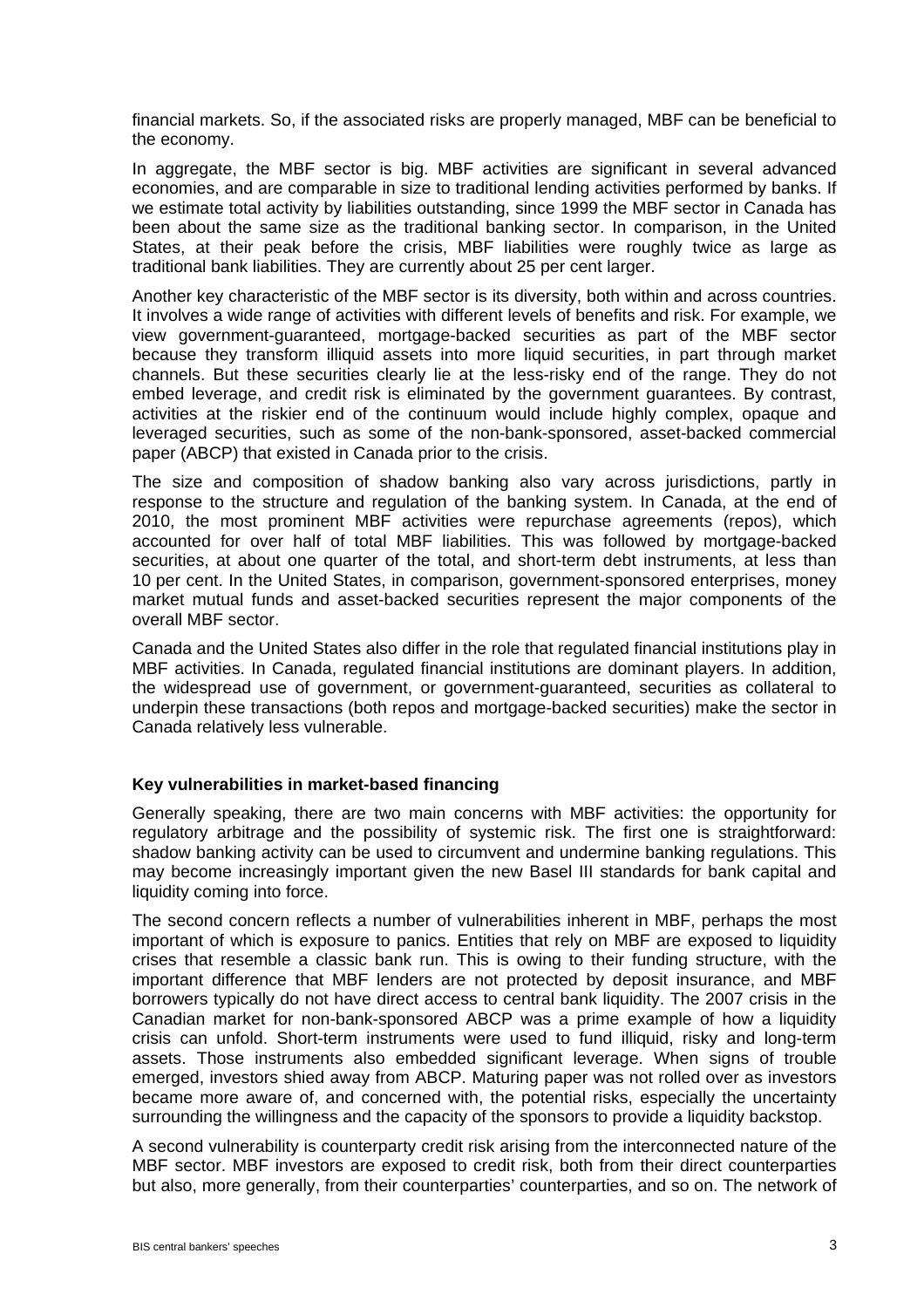financial markets. So, if the associated risks are properly managed, MBF can be beneficial to the economy.

In aggregate, the MBF sector is big. MBF activities are significant in several advanced economies, and are comparable in size to traditional lending activities performed by banks. If we estimate total activity by liabilities outstanding, since 1999 the MBF sector in Canada has been about the same size as the traditional banking sector. In comparison, in the United States, at their peak before the crisis, MBF liabilities were roughly twice as large as traditional bank liabilities. They are currently about 25 per cent larger.

Another key characteristic of the MBF sector is its diversity, both within and across countries. It involves a wide range of activities with different levels of benefits and risk. For example, we view government-guaranteed, mortgage-backed securities as part of the MBF sector because they transform illiquid assets into more liquid securities, in part through market channels. But these securities clearly lie at the less-risky end of the range. They do not embed leverage, and credit risk is eliminated by the government guarantees. By contrast, activities at the riskier end of the continuum would include highly complex, opaque and leveraged securities, such as some of the non-bank-sponsored, asset-backed commercial paper (ABCP) that existed in Canada prior to the crisis.

The size and composition of shadow banking also vary across jurisdictions, partly in response to the structure and regulation of the banking system. In Canada, at the end of 2010, the most prominent MBF activities were repurchase agreements (repos), which accounted for over half of total MBF liabilities. This was followed by mortgage-backed securities, at about one quarter of the total, and short-term debt instruments, at less than 10 per cent. In the United States, in comparison, government-sponsored enterprises, money market mutual funds and asset-backed securities represent the major components of the overall MBF sector.

Canada and the United States also differ in the role that regulated financial institutions play in MBF activities. In Canada, regulated financial institutions are dominant players. In addition, the widespread use of government, or government-guaranteed, securities as collateral to underpin these transactions (both repos and mortgage-backed securities) make the sector in Canada relatively less vulnerable.

**Key vulnerabilities in market-based financing**

Generally speaking, there are two main concerns with MBF activities: the opportunity for regulatory arbitrage and the possibility of systemic risk. The first one is straightforward: shadow banking activity can be used to circumvent and undermine banking regulations. This may become increasingly important given the new Basel III standards for bank capital and liquidity coming into force.

The second concern reflects a number of vulnerabilities inherent in MBF, perhaps the most important of which is exposure to panics. Entities that rely on MBF are exposed to liquidity crises that resemble a classic bank run. This is owing to their funding structure, with the important difference that MBF lenders are not protected by deposit insurance, and MBF borrowers typically do not have direct access to central bank liquidity. The 2007 crisis in the Canadian market for non-bank-sponsored ABCP was a prime example of how a liquidity crisis can unfold. Short-term instruments were used to fund illiquid, risky and long-term assets. Those instruments also embedded significant leverage. When signs of trouble emerged, investors shied away from ABCP. Maturing paper was not rolled over as investors became more aware of, and concerned with, the potential risks, especially the uncertainty surrounding the willingness and the capacity of the sponsors to provide a liquidity backstop.

A second vulnerability is counterparty credit risk arising from the interconnected nature of the MBF sector. MBF investors are exposed to credit risk, both from their direct counterparties but also, more generally, from their counterparties' counterparties, and so on. The network of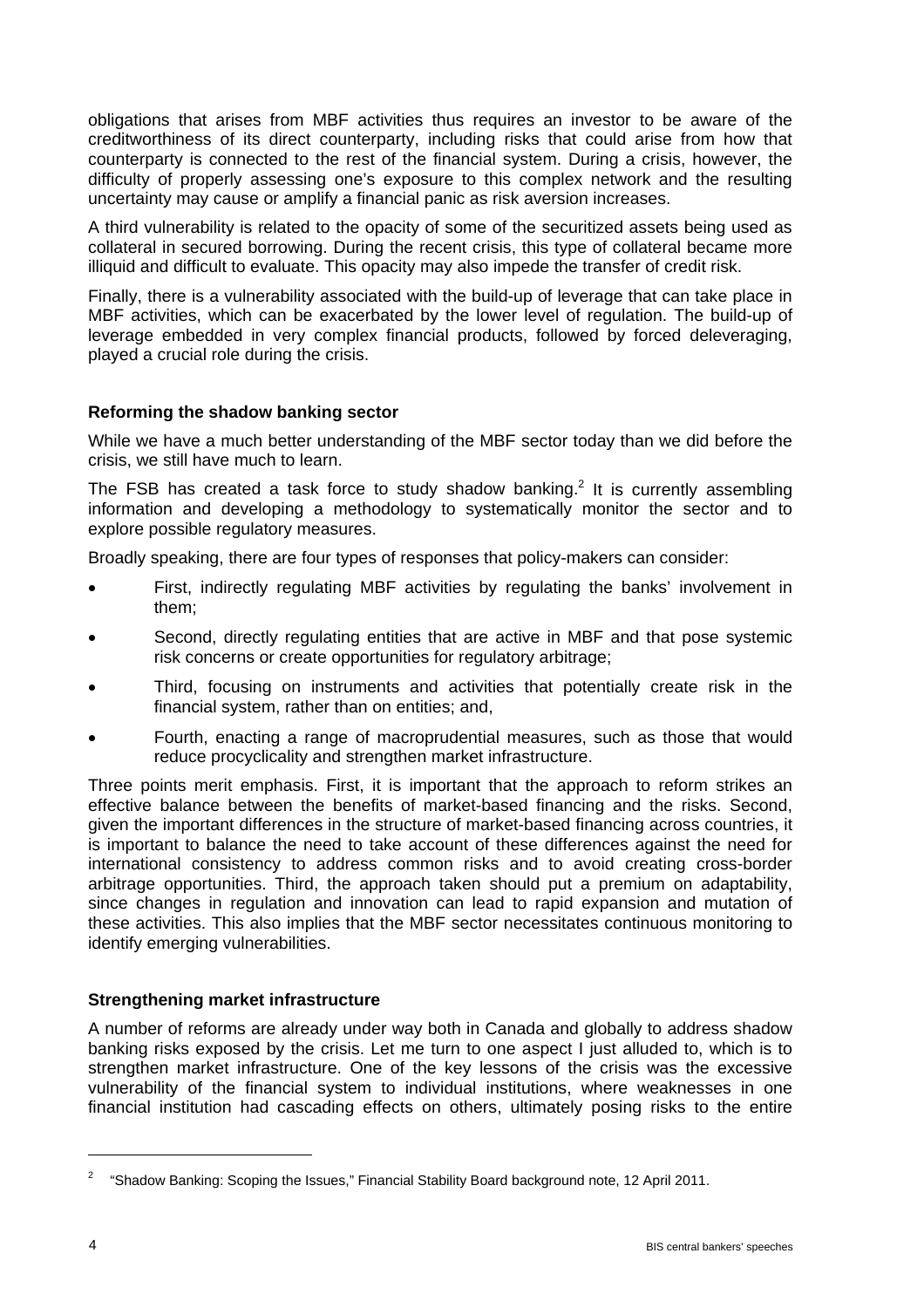obligations that arises from MBF activities thus requires an investor to be aware of the creditworthiness of its direct counterparty, including risks that could arise from how that counterparty is connected to the rest of the financial system. During a crisis, however, the difficulty of properly assessing one's exposure to this complex network and the resulting uncertainty may cause or amplify a financial panic as risk aversion increases.

A third vulnerability is related to the opacity of some of the securitized assets being used as collateral in secured borrowing. During the recent crisis, this type of collateral became more illiquid and difficult to evaluate. This opacity may also impede the transfer of credit risk.

Finally, there is a vulnerability associated with the build-up of leverage that can take place in MBF activities, which can be exacerbated by the lower level of regulation. The build-up of leverage embedded in very complex financial products, followed by forced deleveraging, played a crucial role during the crisis.

### Reforming the shadow banking sector

While we have a much better understanding of the MBF sector today than we did before the crisis, we still have much to learn.

The FSB has created a task force to study shadow banking.[2] It is currently assembling information and developing a methodology to systematically monitor the sector and to explore possible regulatory measures.

Broadly speaking, there are four types of responses that policy-makers can consider:

- First, indirectly regulating MBF activities by regulating the banks' involvement in them;
- Second, directly regulating entities that are active in MBF and that pose systemic risk concerns or create opportunities for regulatory arbitrage;
- Third, focusing on instruments and activities that potentially create risk in the financial system, rather than on entities; and,
- Fourth, enacting a range of macroprudential measures, such as those that would reduce procyclicality and strengthen market infrastructure.

Three points merit emphasis. First, it is important that the approach to reform strikes an effective balance between the benefits of market-based financing and the risks. Second, given the important differences in the structure of market-based financing across countries, it is important to balance the need to take account of these differences against the need for international consistency to address common risks and to avoid creating cross-border arbitrage opportunities. Third, the approach taken should put a premium on adaptability, since changes in regulation and innovation can lead to rapid expansion and mutation of these activities. This also implies that the MBF sector necessitates continuous monitoring to identify emerging vulnerabilities.

### Strengthening market infrastructure

A number of reforms are already under way both in Canada and globally to address shadow banking risks exposed by the crisis. Let me turn to one aspect I just alluded to, which is to strengthen market infrastructure. One of the key lessons of the crisis was the excessive vulnerability of the financial system to individual institutions, where weaknesses in one financial institution had cascading effects on others, ultimately posing risks to the entire

---

[2] "Shadow Banking: Scoping the Issues," Financial Stability Board background note, 12 April 2011.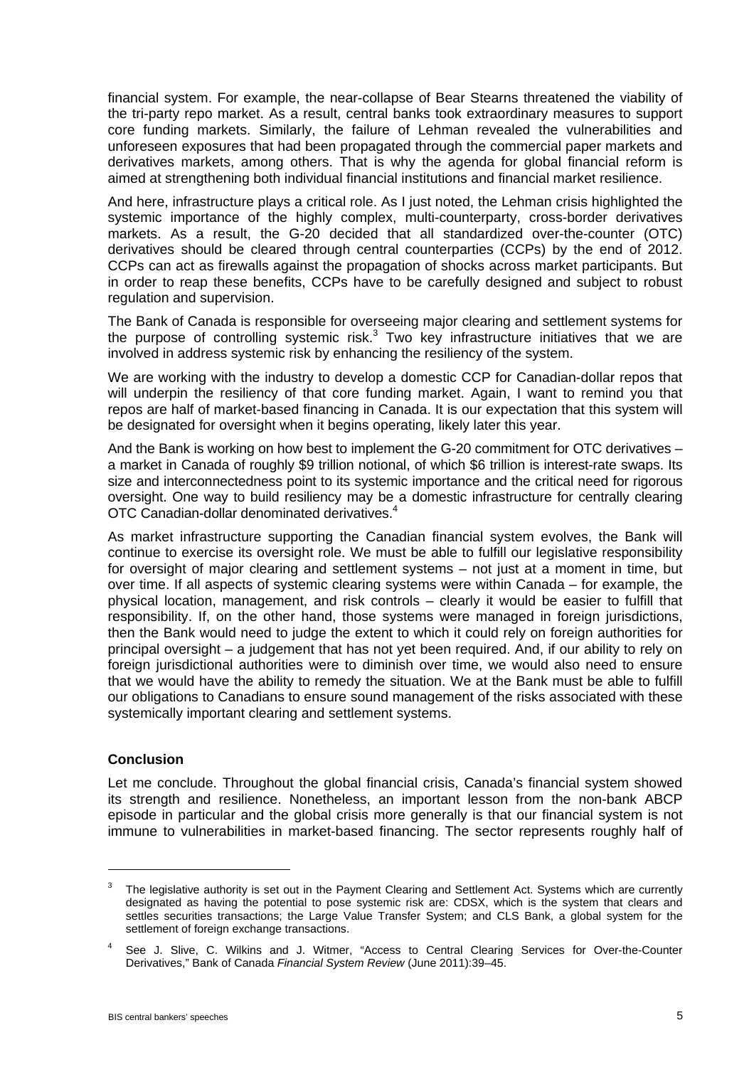financial system. For example, the near-collapse of Bear Stearns threatened the viability of the tri-party repo market. As a result, central banks took extraordinary measures to support core funding markets. Similarly, the failure of Lehman revealed the vulnerabilities and unforeseen exposures that had been propagated through the commercial paper markets and derivatives markets, among others. That is why the agenda for global financial reform is aimed at strengthening both individual financial institutions and financial market resilience.

And here, infrastructure plays a critical role. As I just noted, the Lehman crisis highlighted the systemic importance of the highly complex, multi-counterparty, cross-border derivatives markets. As a result, the G-20 decided that all standardized over-the-counter (OTC) derivatives should be cleared through central counterparties (CCPs) by the end of 2012. CCPs can act as firewalls against the propagation of shocks across market participants. But in order to reap these benefits, CCPs have to be carefully designed and subject to robust regulation and supervision.

The Bank of Canada is responsible for overseeing major clearing and settlement systems for the purpose of controlling systemic risk.[3] Two key infrastructure initiatives that we are involved in address systemic risk by enhancing the resiliency of the system.

We are working with the industry to develop a domestic CCP for Canadian-dollar repos that will underpin the resiliency of that core funding market. Again, I want to remind you that repos are half of market-based financing in Canada. It is our expectation that this system will be designated for oversight when it begins operating, likely later this year.

And the Bank is working on how best to implement the G-20 commitment for OTC derivatives – a market in Canada of roughly $9 trillion notional, of which $6 trillion is interest-rate swaps. Its size and interconnectedness point to its systemic importance and the critical need for rigorous oversight. One way to build resiliency may be a domestic infrastructure for centrally clearing OTC Canadian-dollar denominated derivatives.[4]

As market infrastructure supporting the Canadian financial system evolves, the Bank will continue to exercise its oversight role. We must be able to fulfill our legislative responsibility for oversight of major clearing and settlement systems – not just at a moment in time, but over time. If all aspects of systemic clearing systems were within Canada – for example, the physical location, management, and risk controls – clearly it would be easier to fulfill that responsibility. If, on the other hand, those systems were managed in foreign jurisdictions, then the Bank would need to judge the extent to which it could rely on foreign authorities for principal oversight – a judgement that has not yet been required. And, if our ability to rely on foreign jurisdictional authorities were to diminish over time, we would also need to ensure that we would have the ability to remedy the situation. We at the Bank must be able to fulfill our obligations to Canadians to ensure sound management of the risks associated with these systemically important clearing and settlement systems.

## Conclusion

Let me conclude. Throughout the global financial crisis, Canada's financial system showed its strength and resilience. Nonetheless, an important lesson from the non-bank ABCP episode in particular and the global crisis more generally is that our financial system is not immune to vulnerabilities in market-based financing. The sector represents roughly half of

---

[3] The legislative authority is set out in the Payment Clearing and Settlement Act. Systems which are currently designated as having the potential to pose systemic risk are: CDSX, which is the system that clears and settles securities transactions; the Large Value Transfer System; and CLS Bank, a global system for the settlement of foreign exchange transactions.

[4] See J. Slive, C. Wilkins and J. Witmer, "Access to Central Clearing Services for Over-the-Counter Derivatives," Bank of Canada *Financial System Review* (June 2011):39–45.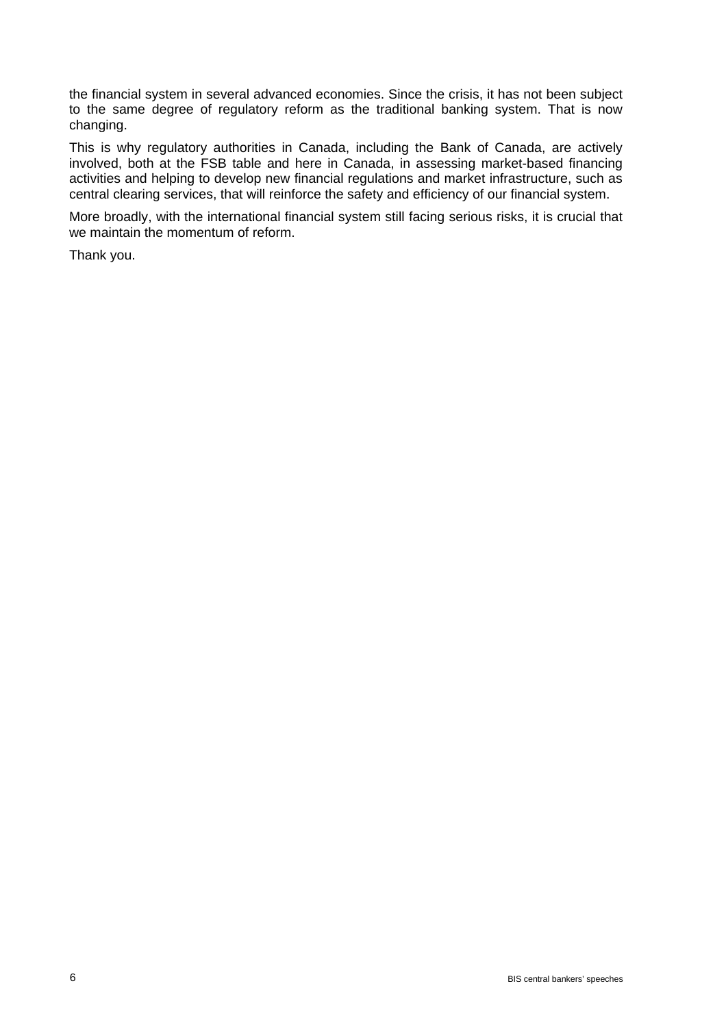the financial system in several advanced economies. Since the crisis, it has not been subject to the same degree of regulatory reform as the traditional banking system. That is now changing.

This is why regulatory authorities in Canada, including the Bank of Canada, are actively involved, both at the FSB table and here in Canada, in assessing market-based financing activities and helping to develop new financial regulations and market infrastructure, such as central clearing services, that will reinforce the safety and efficiency of our financial system.

More broadly, with the international financial system still facing serious risks, it is crucial that we maintain the momentum of reform.

Thank you.